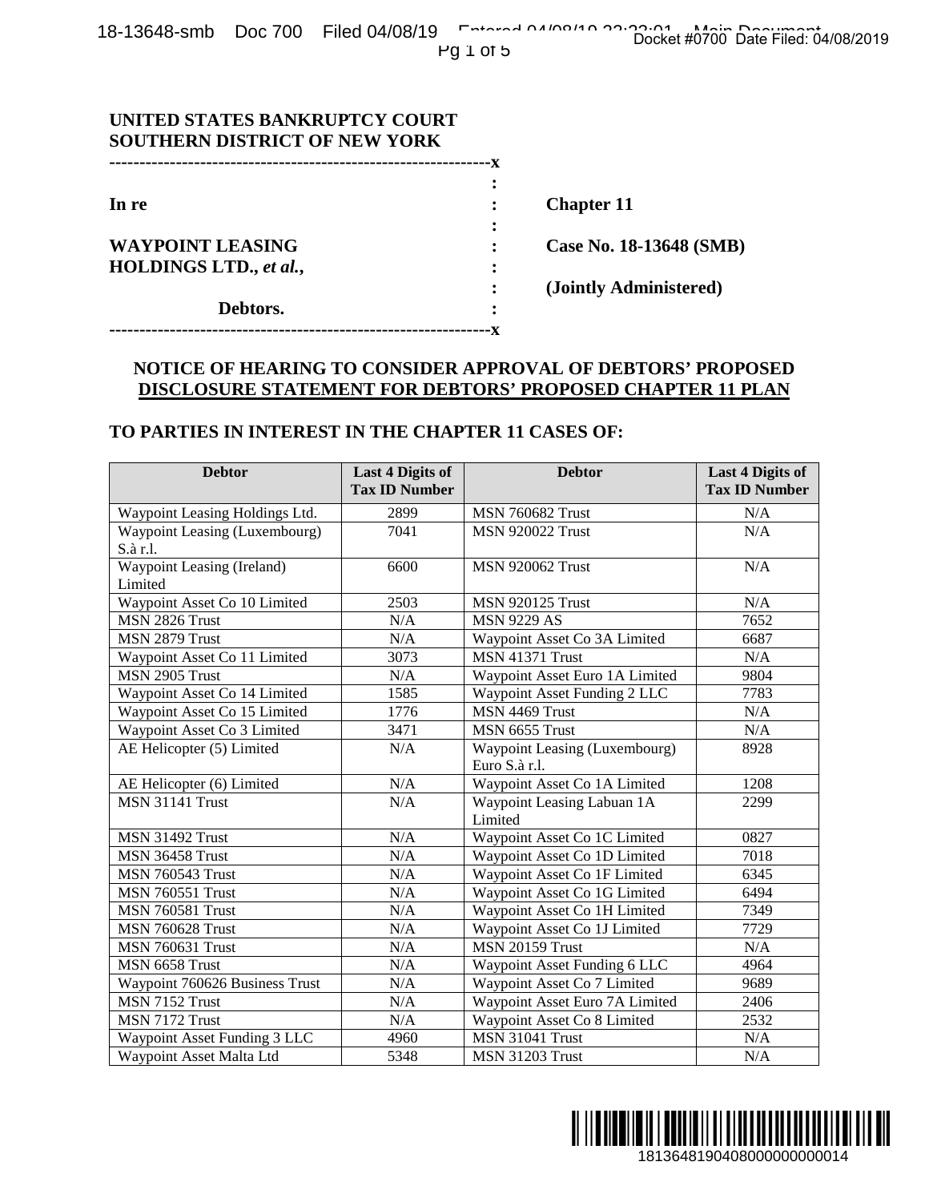**UNITED STATES BANKRUPTCY COURT**
**SOUTHERN DISTRICT OF NEW YORK**

| | | |
|---|---|---|
| **In re** | : | **Chapter 11** |
| **WAYPOINT LEASING HOLDINGS LTD.,** ***et al.*****,** | : | **Case No. 18-13648 (SMB)** |
| | : | **(Jointly Administered)** |
| **Debtors.** | : | |

## NOTICE OF HEARING TO CONSIDER APPROVAL OF DEBTORS' PROPOSED DISCLOSURE STATEMENT FOR DEBTORS' PROPOSED CHAPTER 11 PLAN

### TO PARTIES IN INTEREST IN THE CHAPTER 11 CASES OF:

| Debtor | Last 4 Digits of Tax ID Number | Debtor | Last 4 Digits of Tax ID Number |
|---|---|---|---|
| Waypoint Leasing Holdings Ltd. | 2899 | MSN 760682 Trust | N/A |
| Waypoint Leasing (Luxembourg) S.à r.l. | 7041 | MSN 920022 Trust | N/A |
| Waypoint Leasing (Ireland) Limited | 6600 | MSN 920062 Trust | N/A |
| Waypoint Asset Co 10 Limited | 2503 | MSN 920125 Trust | N/A |
| MSN 2826 Trust | N/A | MSN 9229 AS | 7652 |
| MSN 2879 Trust | N/A | Waypoint Asset Co 3A Limited | 6687 |
| Waypoint Asset Co 11 Limited | 3073 | MSN 41371 Trust | N/A |
| MSN 2905 Trust | N/A | Waypoint Asset Euro 1A Limited | 9804 |
| Waypoint Asset Co 14 Limited | 1585 | Waypoint Asset Funding 2 LLC | 7783 |
| Waypoint Asset Co 15 Limited | 1776 | MSN 4469 Trust | N/A |
| Waypoint Asset Co 3 Limited | 3471 | MSN 6655 Trust | N/A |
| AE Helicopter (5) Limited | N/A | Waypoint Leasing (Luxembourg) Euro S.à r.l. | 8928 |
| AE Helicopter (6) Limited | N/A | Waypoint Asset Co 1A Limited | 1208 |
| MSN 31141 Trust | N/A | Waypoint Leasing Labuan 1A Limited | 2299 |
| MSN 31492 Trust | N/A | Waypoint Asset Co 1C Limited | 0827 |
| MSN 36458 Trust | N/A | Waypoint Asset Co 1D Limited | 7018 |
| MSN 760543 Trust | N/A | Waypoint Asset Co 1F Limited | 6345 |
| MSN 760551 Trust | N/A | Waypoint Asset Co 1G Limited | 6494 |
| MSN 760581 Trust | N/A | Waypoint Asset Co 1H Limited | 7349 |
| MSN 760628 Trust | N/A | Waypoint Asset Co 1J Limited | 7729 |
| MSN 760631 Trust | N/A | MSN 20159 Trust | N/A |
| MSN 6658 Trust | N/A | Waypoint Asset Funding 6 LLC | 4964 |
| Waypoint 760626 Business Trust | N/A | Waypoint Asset Co 7 Limited | 9689 |
| MSN 7152 Trust | N/A | Waypoint Asset Euro 7A Limited | 2406 |
| MSN 7172 Trust | N/A | Waypoint Asset Co 8 Limited | 2532 |
| Waypoint Asset Funding 3 LLC | 4960 | MSN 31041 Trust | N/A |
| Waypoint Asset Malta Ltd | 5348 | MSN 31203 Trust | N/A |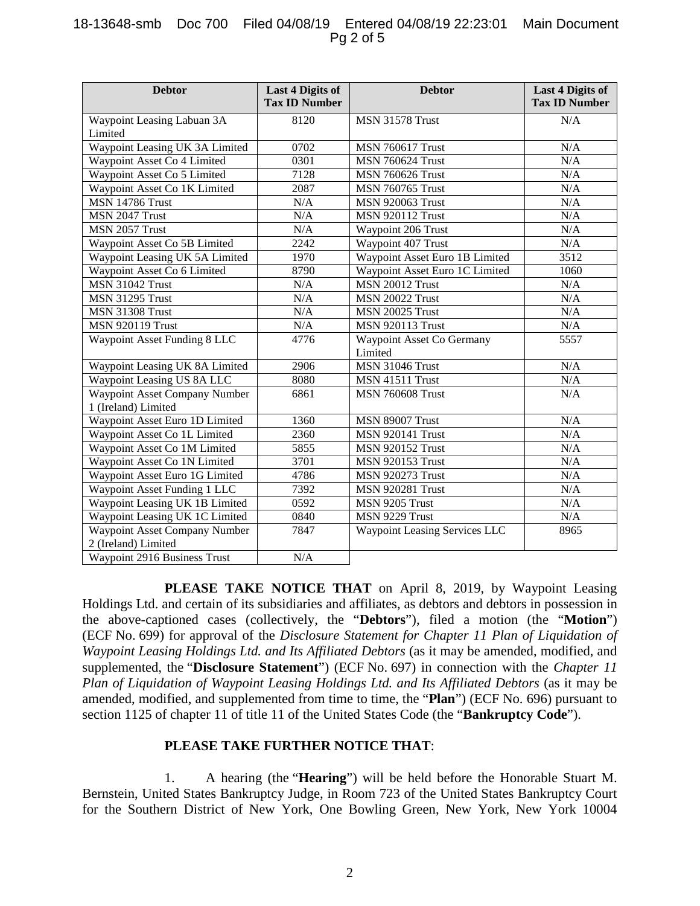| Debtor | Last 4 Digits of Tax ID Number | Debtor | Last 4 Digits of Tax ID Number |
|---|---|---|---|
| Waypoint Leasing Labuan 3A Limited | 8120 | MSN 31578 Trust | N/A |
| Waypoint Leasing UK 3A Limited | 0702 | MSN 760617 Trust | N/A |
| Waypoint Asset Co 4 Limited | 0301 | MSN 760624 Trust | N/A |
| Waypoint Asset Co 5 Limited | 7128 | MSN 760626 Trust | N/A |
| Waypoint Asset Co 1K Limited | 2087 | MSN 760765 Trust | N/A |
| MSN 14786 Trust | N/A | MSN 920063 Trust | N/A |
| MSN 2047 Trust | N/A | MSN 920112 Trust | N/A |
| MSN 2057 Trust | N/A | Waypoint 206 Trust | N/A |
| Waypoint Asset Co 5B Limited | 2242 | Waypoint 407 Trust | N/A |
| Waypoint Leasing UK 5A Limited | 1970 | Waypoint Asset Euro 1B Limited | 3512 |
| Waypoint Asset Co 6 Limited | 8790 | Waypoint Asset Euro 1C Limited | 1060 |
| MSN 31042 Trust | N/A | MSN 20012 Trust | N/A |
| MSN 31295 Trust | N/A | MSN 20022 Trust | N/A |
| MSN 31308 Trust | N/A | MSN 20025 Trust | N/A |
| MSN 920119 Trust | N/A | MSN 920113 Trust | N/A |
| Waypoint Asset Funding 8 LLC | 4776 | Waypoint Asset Co Germany Limited | 5557 |
| Waypoint Leasing UK 8A Limited | 2906 | MSN 31046 Trust | N/A |
| Waypoint Leasing US 8A LLC | 8080 | MSN 41511 Trust | N/A |
| Waypoint Asset Company Number 1 (Ireland) Limited | 6861 | MSN 760608 Trust | N/A |
| Waypoint Asset Euro 1D Limited | 1360 | MSN 89007 Trust | N/A |
| Waypoint Asset Co 1L Limited | 2360 | MSN 920141 Trust | N/A |
| Waypoint Asset Co 1M Limited | 5855 | MSN 920152 Trust | N/A |
| Waypoint Asset Co 1N Limited | 3701 | MSN 920153 Trust | N/A |
| Waypoint Asset Euro 1G Limited | 4786 | MSN 920273 Trust | N/A |
| Waypoint Asset Funding 1 LLC | 7392 | MSN 920281 Trust | N/A |
| Waypoint Leasing UK 1B Limited | 0592 | MSN 9205 Trust | N/A |
| Waypoint Leasing UK 1C Limited | 0840 | MSN 9229 Trust | N/A |
| Waypoint Asset Company Number 2 (Ireland) Limited | 7847 | Waypoint Leasing Services LLC | 8965 |
| Waypoint 2916 Business Trust | N/A | | |

**PLEASE TAKE NOTICE THAT** on April 8, 2019, by Waypoint Leasing Holdings Ltd. and certain of its subsidiaries and affiliates, as debtors and debtors in possession in the above-captioned cases (collectively, the "**Debtors**"), filed a motion (the "**Motion**") (ECF No. 699) for approval of the *Disclosure Statement for Chapter 11 Plan of Liquidation of Waypoint Leasing Holdings Ltd. and Its Affiliated Debtors* (as it may be amended, modified, and supplemented, the "**Disclosure Statement**") (ECF No. 697) in connection with the *Chapter 11 Plan of Liquidation of Waypoint Leasing Holdings Ltd. and Its Affiliated Debtors* (as it may be amended, modified, and supplemented from time to time, the "**Plan**") (ECF No. 696) pursuant to section 1125 of chapter 11 of title 11 of the United States Code (the "**Bankruptcy Code**").

**PLEASE TAKE FURTHER NOTICE THAT**:

1. A hearing (the "**Hearing**") will be held before the Honorable Stuart M. Bernstein, United States Bankruptcy Judge, in Room 723 of the United States Bankruptcy Court for the Southern District of New York, One Bowling Green, New York, New York 10004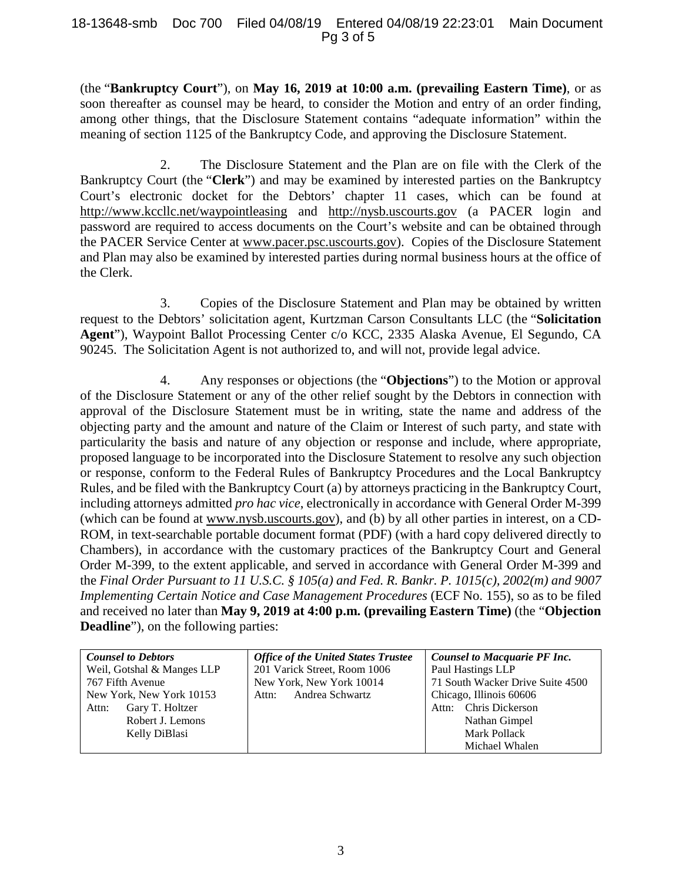(the "**Bankruptcy Court**"), on **May 16, 2019 at 10:00 a.m. (prevailing Eastern Time)**, or as soon thereafter as counsel may be heard, to consider the Motion and entry of an order finding, among other things, that the Disclosure Statement contains "adequate information" within the meaning of section 1125 of the Bankruptcy Code, and approving the Disclosure Statement.

2. The Disclosure Statement and the Plan are on file with the Clerk of the Bankruptcy Court (the "**Clerk**") and may be examined by interested parties on the Bankruptcy Court's electronic docket for the Debtors' chapter 11 cases, which can be found at http://www.kccllc.net/waypointleasing and http://nysb.uscourts.gov (a PACER login and password are required to access documents on the Court's website and can be obtained through the PACER Service Center at www.pacer.psc.uscourts.gov). Copies of the Disclosure Statement and Plan may also be examined by interested parties during normal business hours at the office of the Clerk.

3. Copies of the Disclosure Statement and Plan may be obtained by written request to the Debtors' solicitation agent, Kurtzman Carson Consultants LLC (the "**Solicitation Agent**"), Waypoint Ballot Processing Center c/o KCC, 2335 Alaska Avenue, El Segundo, CA 90245. The Solicitation Agent is not authorized to, and will not, provide legal advice.

4. Any responses or objections (the "**Objections**") to the Motion or approval of the Disclosure Statement or any of the other relief sought by the Debtors in connection with approval of the Disclosure Statement must be in writing, state the name and address of the objecting party and the amount and nature of the Claim or Interest of such party, and state with particularity the basis and nature of any objection or response and include, where appropriate, proposed language to be incorporated into the Disclosure Statement to resolve any such objection or response, conform to the Federal Rules of Bankruptcy Procedures and the Local Bankruptcy Rules, and be filed with the Bankruptcy Court (a) by attorneys practicing in the Bankruptcy Court, including attorneys admitted *pro hac vice*, electronically in accordance with General Order M-399 (which can be found at www.nysb.uscourts.gov), and (b) by all other parties in interest, on a CD-ROM, in text-searchable portable document format (PDF) (with a hard copy delivered directly to Chambers), in accordance with the customary practices of the Bankruptcy Court and General Order M-399, to the extent applicable, and served in accordance with General Order M-399 and the *Final Order Pursuant to 11 U.S.C. § 105(a) and Fed. R. Bankr. P. 1015(c), 2002(m) and 9007 Implementing Certain Notice and Case Management Procedures* (ECF No. 155), so as to be filed and received no later than **May 9, 2019 at 4:00 p.m. (prevailing Eastern Time)** (the "**Objection Deadline**"), on the following parties:

| ***Counsel to Debtors*** | ***Office of the United States Trustee*** | ***Counsel to Macquarie PF Inc.*** |
|---|---|---|
| Weil, Gotshal & Manges LLP<br>767 Fifth Avenue<br>New York, New York 10153<br>Attn: Gary T. Holtzer<br>Robert J. Lemons<br>Kelly DiBlasi | 201 Varick Street, Room 1006<br>New York, New York 10014<br>Attn: Andrea Schwartz | Paul Hastings LLP<br>71 South Wacker Drive Suite 4500<br>Chicago, Illinois 60606<br>Attn: Chris Dickerson<br>Nathan Gimpel<br>Mark Pollack<br>Michael Whalen |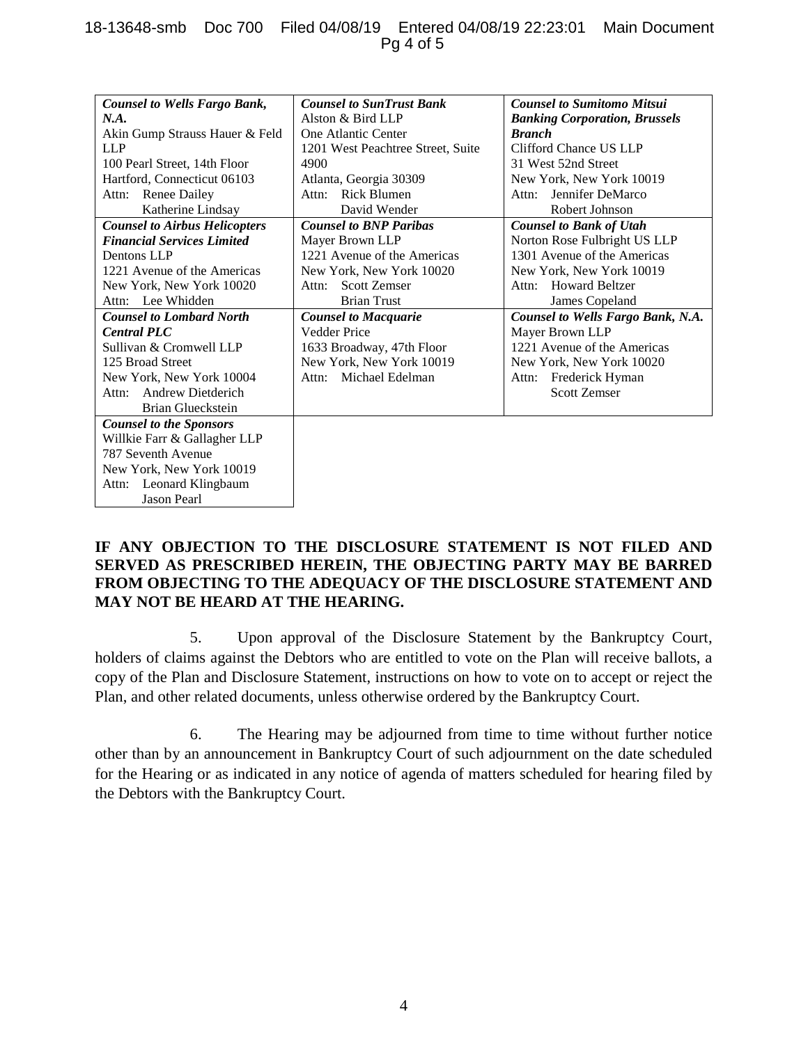| *Counsel to Wells Fargo Bank, N.A.*<br>Akin Gump Strauss Hauer & Feld LLP<br>100 Pearl Street, 14th Floor<br>Hartford, Connecticut 06103<br>Attn: Renee Dailey<br>Katherine Lindsay | *Counsel to SunTrust Bank*<br>Alston & Bird LLP<br>One Atlantic Center<br>1201 West Peachtree Street, Suite 4900<br>Atlanta, Georgia 30309<br>Attn: Rick Blumen<br>David Wender | *Counsel to Sumitomo Mitsui Banking Corporation, Brussels Branch*<br>Clifford Chance US LLP<br>31 West 52nd Street<br>New York, New York 10019<br>Attn: Jennifer DeMarco<br>Robert Johnson |
|---|---|---|
| *Counsel to Airbus Helicopters Financial Services Limited*<br>Dentons LLP<br>1221 Avenue of the Americas<br>New York, New York 10020<br>Attn: Lee Whidden | *Counsel to BNP Paribas*<br>Mayer Brown LLP<br>1221 Avenue of the Americas<br>New York, New York 10020<br>Attn: Scott Zemser<br>Brian Trust | *Counsel to Bank of Utah*<br>Norton Rose Fulbright US LLP<br>1301 Avenue of the Americas<br>New York, New York 10019<br>Attn: Howard Beltzer<br>James Copeland |
| *Counsel to Lombard North Central PLC*<br>Sullivan & Cromwell LLP<br>125 Broad Street<br>New York, New York 10004<br>Attn: Andrew Dietderich<br>Brian Glueckstein | *Counsel to Macquarie*<br>Vedder Price<br>1633 Broadway, 47th Floor<br>New York, New York 10019<br>Attn: Michael Edelman | *Counsel to Wells Fargo Bank, N.A.*<br>Mayer Brown LLP<br>1221 Avenue of the Americas<br>New York, New York 10020<br>Attn: Frederick Hyman<br>Scott Zemser |
| *Counsel to the Sponsors*<br>Willkie Farr & Gallagher LLP<br>787 Seventh Avenue<br>New York, New York 10019<br>Attn: Leonard Klingbaum<br>Jason Pearl | | |

**IF ANY OBJECTION TO THE DISCLOSURE STATEMENT IS NOT FILED AND SERVED AS PRESCRIBED HEREIN, THE OBJECTING PARTY MAY BE BARRED FROM OBJECTING TO THE ADEQUACY OF THE DISCLOSURE STATEMENT AND MAY NOT BE HEARD AT THE HEARING.**

5. Upon approval of the Disclosure Statement by the Bankruptcy Court, holders of claims against the Debtors who are entitled to vote on the Plan will receive ballots, a copy of the Plan and Disclosure Statement, instructions on how to vote on to accept or reject the Plan, and other related documents, unless otherwise ordered by the Bankruptcy Court.

6. The Hearing may be adjourned from time to time without further notice other than by an announcement in Bankruptcy Court of such adjournment on the date scheduled for the Hearing or as indicated in any notice of agenda of matters scheduled for hearing filed by the Debtors with the Bankruptcy Court.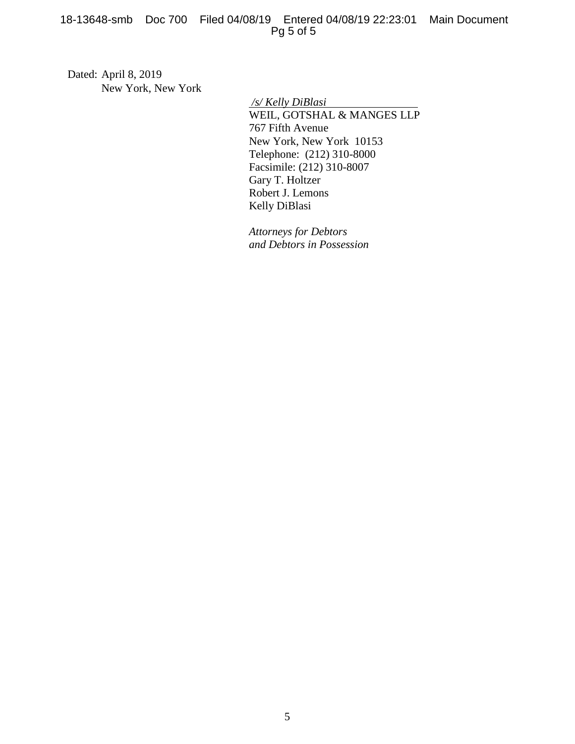Dated: April 8, 2019
New York, New York

*/s/ Kelly DiBlasi*
WEIL, GOTSHAL & MANGES LLP
767 Fifth Avenue
New York, New York 10153
Telephone: (212) 310-8000
Facsimile: (212) 310-8007
Gary T. Holtzer
Robert J. Lemons
Kelly DiBlasi

*Attorneys for Debtors*
*and Debtors in Possession*